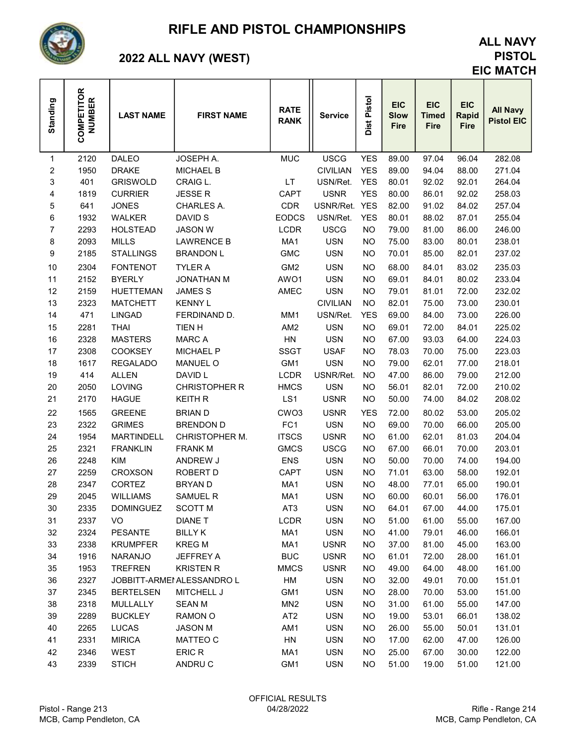# RIFLE AND PISTOL CHAMPIONSHIPS

## 2022 ALL NAVY (WEST)

## ALL NAVY PISTOL EIC MATCH

| Standing | COMPETITOR NUMBER | LAST NAME | FIRST NAME | RATE RANK | Service | Dist Pistol | EIC Slow Fire | EIC Timed Fire | EIC Rapid Fire | All Navy Pistol EIC |
|---|---|---|---|---|---|---|---|---|---|---|
| 1 | 2120 | DALEO | JOSEPH A. | MUC | USCG | YES | 89.00 | 97.04 | 96.04 | 282.08 |
| 2 | 1950 | DRAKE | MICHAEL B | | CIVILIAN | YES | 89.00 | 94.04 | 88.00 | 271.04 |
| 3 | 401 | GRISWOLD | CRAIG L. | LT | USN/Ret. | YES | 80.01 | 92.02 | 92.01 | 264.04 |
| 4 | 1819 | CURRIER | JESSE R | CAPT | USNR | YES | 80.00 | 86.01 | 92.02 | 258.03 |
| 5 | 641 | JONES | CHARLES A. | CDR | USNR/Ret. | YES | 82.00 | 91.02 | 84.02 | 257.04 |
| 6 | 1932 | WALKER | DAVID S | EODCS | USN/Ret. | YES | 80.01 | 88.02 | 87.01 | 255.04 |
| 7 | 2293 | HOLSTEAD | JASON W | LCDR | USCG | NO | 79.00 | 81.00 | 86.00 | 246.00 |
| 8 | 2093 | MILLS | LAWRENCE B | MA1 | USN | NO | 75.00 | 83.00 | 80.01 | 238.01 |
| 9 | 2185 | STALLINGS | BRANDON L | GMC | USN | NO | 70.01 | 85.00 | 82.01 | 237.02 |
| 10 | 2304 | FONTENOT | TYLER A | GM2 | USN | NO | 68.00 | 84.01 | 83.02 | 235.03 |
| 11 | 2152 | BYERLY | JONATHAN M | AWO1 | USN | NO | 69.01 | 84.01 | 80.02 | 233.04 |
| 12 | 2159 | HUETTEMAN | JAMES S | AMEC | USN | NO | 79.01 | 81.01 | 72.00 | 232.02 |
| 13 | 2323 | MATCHETT | KENNY L | | CIVILIAN | NO | 82.01 | 75.00 | 73.00 | 230.01 |
| 14 | 471 | LINGAD | FERDINAND D. | MM1 | USN/Ret. | YES | 69.00 | 84.00 | 73.00 | 226.00 |
| 15 | 2281 | THAI | TIEN H | AM2 | USN | NO | 69.01 | 72.00 | 84.01 | 225.02 |
| 16 | 2328 | MASTERS | MARC A | HN | USN | NO | 67.00 | 93.03 | 64.00 | 224.03 |
| 17 | 2308 | COOKSEY | MICHAEL P | SSGT | USAF | NO | 78.03 | 70.00 | 75.00 | 223.03 |
| 18 | 1617 | REGALADO | MANUEL O | GM1 | USN | NO | 79.00 | 62.01 | 77.00 | 218.01 |
| 19 | 414 | ALLEN | DAVID L | LCDR | USNR/Ret. | NO | 47.00 | 86.00 | 79.00 | 212.00 |
| 20 | 2050 | LOVING | CHRISTOPHER R | HMCS | USN | NO | 56.01 | 82.01 | 72.00 | 210.02 |
| 21 | 2170 | HAGUE | KEITH R | LS1 | USNR | NO | 50.00 | 74.00 | 84.02 | 208.02 |
| 22 | 1565 | GREENE | BRIAN D | CWO3 | USNR | YES | 72.00 | 80.02 | 53.00 | 205.02 |
| 23 | 2322 | GRIMES | BRENDON D | FC1 | USN | NO | 69.00 | 70.00 | 66.00 | 205.00 |
| 24 | 1954 | MARTINDELL | CHRISTOPHER M. | ITSCS | USNR | NO | 61.00 | 62.01 | 81.03 | 204.04 |
| 25 | 2321 | FRANKLIN | FRANK M | GMCS | USCG | NO | 67.00 | 66.01 | 70.00 | 203.01 |
| 26 | 2248 | KIM | ANDREW J | ENS | USN | NO | 50.00 | 70.00 | 74.00 | 194.00 |
| 27 | 2259 | CROXSON | ROBERT D | CAPT | USN | NO | 71.01 | 63.00 | 58.00 | 192.01 |
| 28 | 2347 | CORTEZ | BRYAN D | MA1 | USN | NO | 48.00 | 77.01 | 65.00 | 190.01 |
| 29 | 2045 | WILLIAMS | SAMUEL R | MA1 | USN | NO | 60.00 | 60.01 | 56.00 | 176.01 |
| 30 | 2335 | DOMINGUEZ | SCOTT M | AT3 | USN | NO | 64.01 | 67.00 | 44.00 | 175.01 |
| 31 | 2337 | VO | DIANE T | LCDR | USN | NO | 51.00 | 61.00 | 55.00 | 167.00 |
| 32 | 2324 | PESANTE | BILLY K | MA1 | USN | NO | 41.00 | 79.01 | 46.00 | 166.01 |
| 33 | 2338 | KRUMPFER | KREG M | MA1 | USNR | NO | 37.00 | 81.00 | 45.00 | 163.00 |
| 34 | 1916 | NARANJO | JEFFREY A | BUC | USNR | NO | 61.01 | 72.00 | 28.00 | 161.01 |
| 35 | 1953 | TREFREN | KRISTEN R | MMCS | USNR | NO | 49.00 | 64.00 | 48.00 | 161.00 |
| 36 | 2327 | JOBBITT-ARMEI | ALESSANDRO L | HM | USN | NO | 32.00 | 49.01 | 70.00 | 151.01 |
| 37 | 2345 | BERTELSEN | MITCHELL J | GM1 | USN | NO | 28.00 | 70.00 | 53.00 | 151.00 |
| 38 | 2318 | MULLALLY | SEAN M | MN2 | USN | NO | 31.00 | 61.00 | 55.00 | 147.00 |
| 39 | 2289 | BUCKLEY | RAMON O | AT2 | USN | NO | 19.00 | 53.01 | 66.01 | 138.02 |
| 40 | 2265 | LUCAS | JASON M | AM1 | USN | NO | 26.00 | 55.00 | 50.01 | 131.01 |
| 41 | 2331 | MIRICA | MATTEO C | HN | USN | NO | 17.00 | 62.00 | 47.00 | 126.00 |
| 42 | 2346 | WEST | ERIC R | MA1 | USN | NO | 25.00 | 67.00 | 30.00 | 122.00 |
| 43 | 2339 | STICH | ANDRU C | GM1 | USN | NO | 51.00 | 19.00 | 51.00 | 121.00 |

OFFICIAL RESULTS
04/28/2022

Pistol - Range 213
MCB, Camp Pendleton, CA

Rifle - Range 214
MCB, Camp Pendleton, CA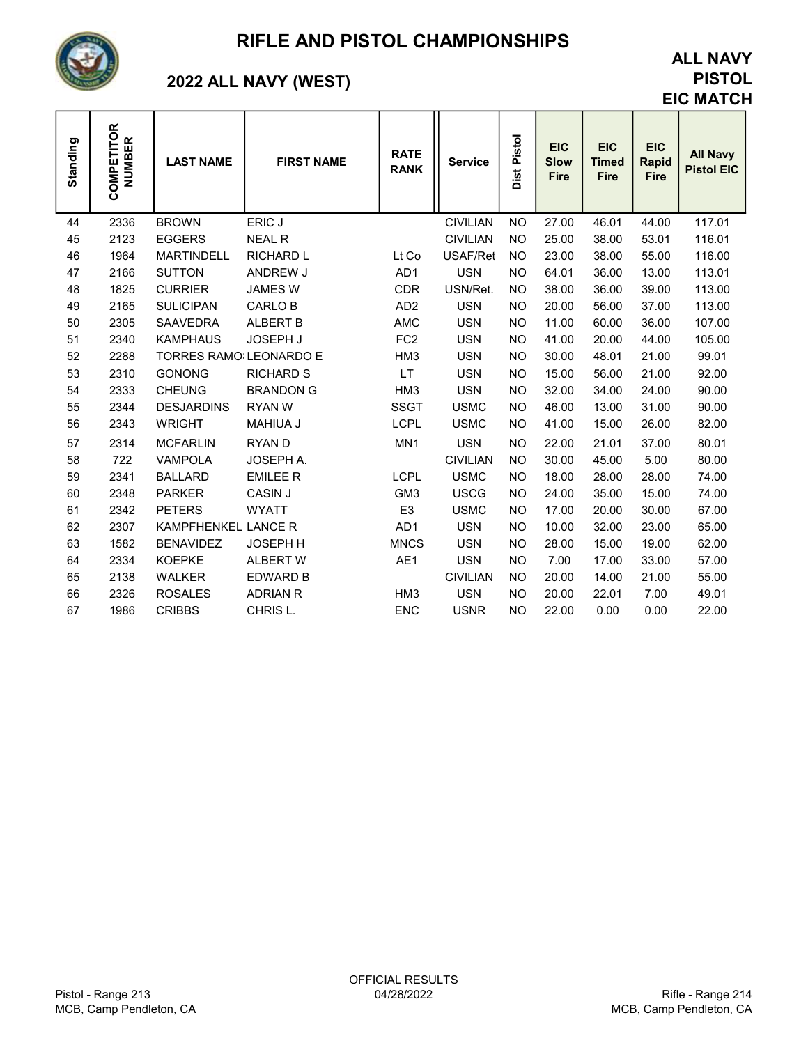# RIFLE AND PISTOL CHAMPIONSHIPS

## 2022 ALL NAVY (WEST)

**ALL NAVY PISTOL EIC MATCH**

| Standing | COMPETITOR NUMBER | LAST NAME | FIRST NAME | RATE RANK | Service | Dist Pistol | EIC Slow Fire | EIC Timed Fire | EIC Rapid Fire | All Navy Pistol EIC |
|---|---|---|---|---|---|---|---|---|---|---|
| 44 | 2336 | BROWN | ERIC J | | CIVILIAN | NO | 27.00 | 46.01 | 44.00 | 117.01 |
| 45 | 2123 | EGGERS | NEAL R | | CIVILIAN | NO | 25.00 | 38.00 | 53.01 | 116.01 |
| 46 | 1964 | MARTINDELL | RICHARD L | Lt Co | USAF/Ret | NO | 23.00 | 38.00 | 55.00 | 116.00 |
| 47 | 2166 | SUTTON | ANDREW J | AD1 | USN | NO | 64.01 | 36.00 | 13.00 | 113.01 |
| 48 | 1825 | CURRIER | JAMES W | CDR | USN/Ret. | NO | 38.00 | 36.00 | 39.00 | 113.00 |
| 49 | 2165 | SULICIPAN | CARLO B | AD2 | USN | NO | 20.00 | 56.00 | 37.00 | 113.00 |
| 50 | 2305 | SAAVEDRA | ALBERT B | AMC | USN | NO | 11.00 | 60.00 | 36.00 | 107.00 |
| 51 | 2340 | KAMPHAUS | JOSEPH J | FC2 | USN | NO | 41.00 | 20.00 | 44.00 | 105.00 |
| 52 | 2288 | TORRES RAMO: | LEONARDO E | HM3 | USN | NO | 30.00 | 48.01 | 21.00 | 99.01 |
| 53 | 2310 | GONONG | RICHARD S | LT | USN | NO | 15.00 | 56.00 | 21.00 | 92.00 |
| 54 | 2333 | CHEUNG | BRANDON G | HM3 | USN | NO | 32.00 | 34.00 | 24.00 | 90.00 |
| 55 | 2344 | DESJARDINS | RYAN W | SSGT | USMC | NO | 46.00 | 13.00 | 31.00 | 90.00 |
| 56 | 2343 | WRIGHT | MAHIUA J | LCPL | USMC | NO | 41.00 | 15.00 | 26.00 | 82.00 |
| 57 | 2314 | MCFARLIN | RYAN D | MN1 | USN | NO | 22.00 | 21.01 | 37.00 | 80.01 |
| 58 | 722 | VAMPOLA | JOSEPH A. | | CIVILIAN | NO | 30.00 | 45.00 | 5.00 | 80.00 |
| 59 | 2341 | BALLARD | EMILEE R | LCPL | USMC | NO | 18.00 | 28.00 | 28.00 | 74.00 |
| 60 | 2348 | PARKER | CASIN J | GM3 | USCG | NO | 24.00 | 35.00 | 15.00 | 74.00 |
| 61 | 2342 | PETERS | WYATT | E3 | USMC | NO | 17.00 | 20.00 | 30.00 | 67.00 |
| 62 | 2307 | KAMPFHENKEL | LANCE R | AD1 | USN | NO | 10.00 | 32.00 | 23.00 | 65.00 |
| 63 | 1582 | BENAVIDEZ | JOSEPH H | MNCS | USN | NO | 28.00 | 15.00 | 19.00 | 62.00 |
| 64 | 2334 | KOEPKE | ALBERT W | AE1 | USN | NO | 7.00 | 17.00 | 33.00 | 57.00 |
| 65 | 2138 | WALKER | EDWARD B | | CIVILIAN | NO | 20.00 | 14.00 | 21.00 | 55.00 |
| 66 | 2326 | ROSALES | ADRIAN R | HM3 | USN | NO | 20.00 | 22.01 | 7.00 | 49.01 |
| 67 | 1986 | CRIBBS | CHRIS L. | ENC | USNR | NO | 22.00 | 0.00 | 0.00 | 22.00 |

OFFICIAL RESULTS
04/28/2022

Pistol - Range 213
MCB, Camp Pendleton, CA

Rifle - Range 214
MCB, Camp Pendleton, CA